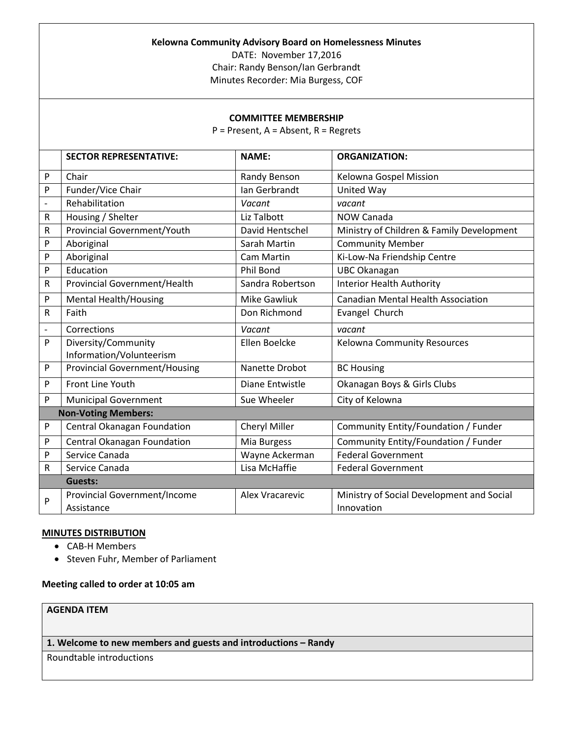**Kelowna Community Advisory Board on Homelessness Minutes**

DATE: November 17,2016

Chair: Randy Benson/Ian Gerbrandt

Minutes Recorder: Mia Burgess, COF

**COMMITTEE MEMBERSHIP**

P = Present, A = Absent, R = Regrets

| | SECTOR REPRESENTATIVE: | NAME: | ORGANIZATION: |
|---|---|---|---|
| P | Chair | Randy Benson | Kelowna Gospel Mission |
| P | Funder/Vice Chair | Ian Gerbrandt | United Way |
| - | Rehabilitation | *Vacant* | *vacant* |
| R | Housing / Shelter | Liz Talbott | NOW Canada |
| R | Provincial Government/Youth | David Hentschel | Ministry of Children & Family Development |
| P | Aboriginal | Sarah Martin | Community Member |
| P | Aboriginal | Cam Martin | Ki-Low-Na Friendship Centre |
| P | Education | Phil Bond | UBC Okanagan |
| R | Provincial Government/Health | Sandra Robertson | Interior Health Authority |
| P | Mental Health/Housing | Mike Gawliuk | Canadian Mental Health Association |
| R | Faith | Don Richmond | Evangel Church |
| - | Corrections | *Vacant* | *vacant* |
| P | Diversity/Community Information/Volunteerism | Ellen Boelcke | Kelowna Community Resources |
| P | Provincial Government/Housing | Nanette Drobot | BC Housing |
| P | Front Line Youth | Diane Entwistle | Okanagan Boys & Girls Clubs |
| P | Municipal Government | Sue Wheeler | City of Kelowna |
| **Non-Voting Members:** | | | |
| P | Central Okanagan Foundation | Cheryl Miller | Community Entity/Foundation / Funder |
| P | Central Okanagan Foundation | Mia Burgess | Community Entity/Foundation / Funder |
| P | Service Canada | Wayne Ackerman | Federal Government |
| R | Service Canada | Lisa McHaffie | Federal Government |
| **Guests:** | | | |
| P | Provincial Government/Income Assistance | Alex Vracarevic | Ministry of Social Development and Social Innovation |

**MINUTES DISTRIBUTION**

- CAB-H Members
- Steven Fuhr, Member of Parliament

**Meeting called to order at 10:05 am**

| AGENDA ITEM |
|---|
| **1. Welcome to new members and guests and introductions – Randy** |
| Roundtable introductions |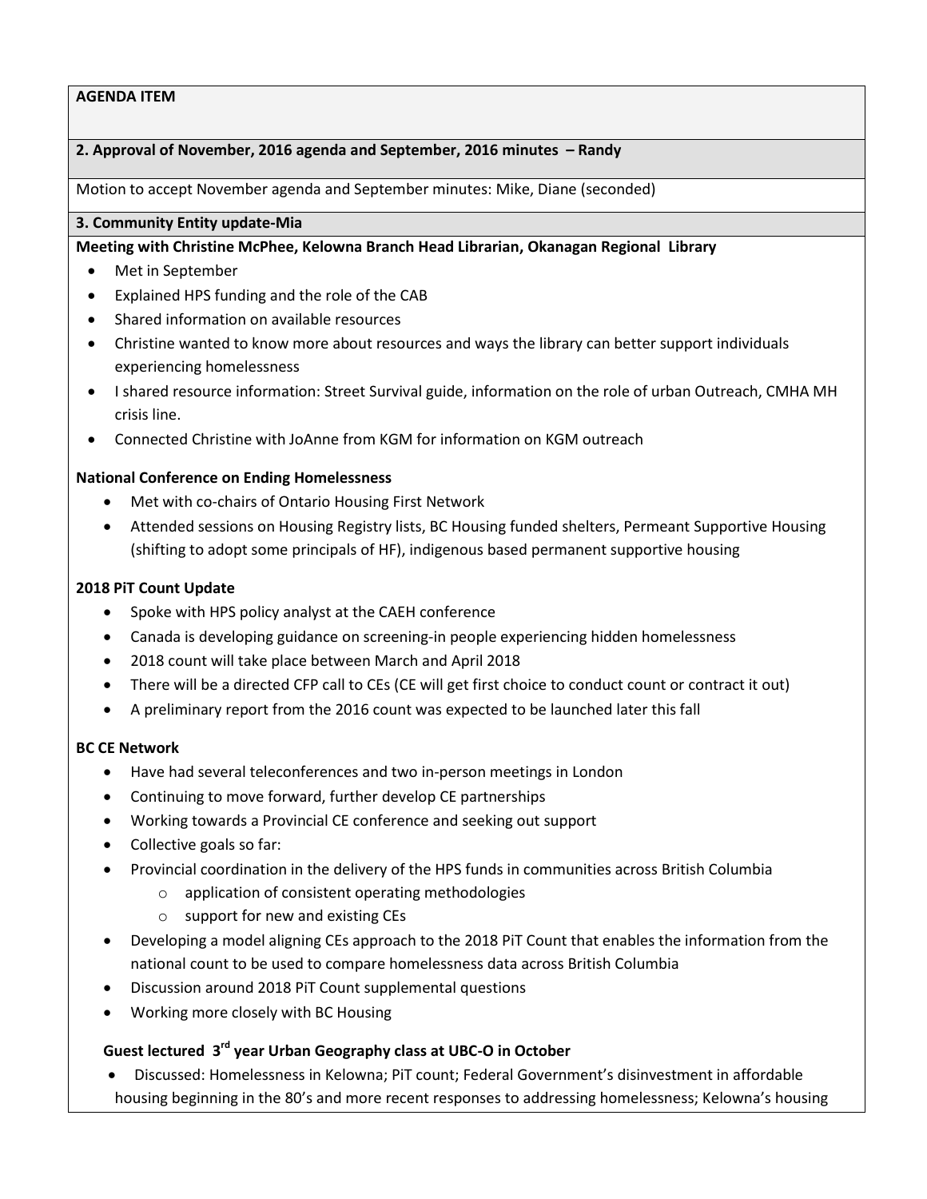**AGENDA ITEM**

**2. Approval of November, 2016 agenda and September, 2016 minutes – Randy**

Motion to accept November agenda and September minutes: Mike, Diane (seconded)

**3. Community Entity update-Mia**

**Meeting with Christine McPhee, Kelowna Branch Head Librarian, Okanagan Regional Library**

- Met in September
- Explained HPS funding and the role of the CAB
- Shared information on available resources
- Christine wanted to know more about resources and ways the library can better support individuals experiencing homelessness
- I shared resource information: Street Survival guide, information on the role of urban Outreach, CMHA MH crisis line.
- Connected Christine with JoAnne from KGM for information on KGM outreach

**National Conference on Ending Homelessness**

- Met with co-chairs of Ontario Housing First Network
- Attended sessions on Housing Registry lists, BC Housing funded shelters, Permeant Supportive Housing (shifting to adopt some principals of HF), indigenous based permanent supportive housing

**2018 PiT Count Update**

- Spoke with HPS policy analyst at the CAEH conference
- Canada is developing guidance on screening-in people experiencing hidden homelessness
- 2018 count will take place between March and April 2018
- There will be a directed CFP call to CEs (CE will get first choice to conduct count or contract it out)
- A preliminary report from the 2016 count was expected to be launched later this fall

**BC CE Network**

- Have had several teleconferences and two in-person meetings in London
- Continuing to move forward, further develop CE partnerships
- Working towards a Provincial CE conference and seeking out support
- Collective goals so far:
- Provincial coordination in the delivery of the HPS funds in communities across British Columbia
  - application of consistent operating methodologies
  - support for new and existing CEs
- Developing a model aligning CEs approach to the 2018 PiT Count that enables the information from the national count to be used to compare homelessness data across British Columbia
- Discussion around 2018 PiT Count supplemental questions
- Working more closely with BC Housing

**Guest lectured 3rd year Urban Geography class at UBC-O in October**

- Discussed: Homelessness in Kelowna; PiT count; Federal Government's disinvestment in affordable housing beginning in the 80's and more recent responses to addressing homelessness; Kelowna's housing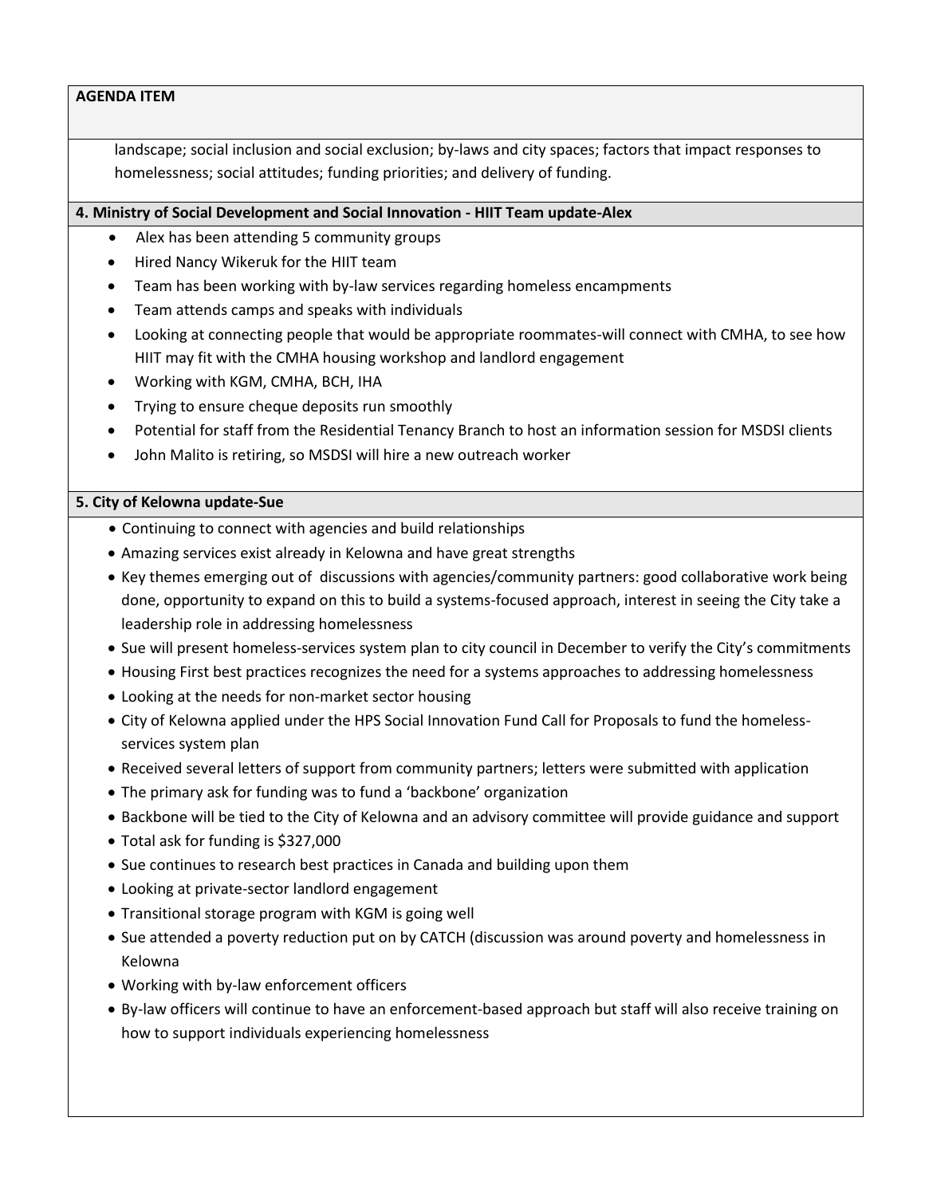**AGENDA ITEM**

landscape; social inclusion and social exclusion; by-laws and city spaces; factors that impact responses to homelessness; social attitudes; funding priorities; and delivery of funding.

**4. Ministry of Social Development and Social Innovation - HIIT Team update-Alex**

- Alex has been attending 5 community groups
- Hired Nancy Wikeruk for the HIIT team
- Team has been working with by-law services regarding homeless encampments
- Team attends camps and speaks with individuals
- Looking at connecting people that would be appropriate roommates-will connect with CMHA, to see how HIIT may fit with the CMHA housing workshop and landlord engagement
- Working with KGM, CMHA, BCH, IHA
- Trying to ensure cheque deposits run smoothly
- Potential for staff from the Residential Tenancy Branch to host an information session for MSDSI clients
- John Malito is retiring, so MSDSI will hire a new outreach worker

**5. City of Kelowna update-Sue**

- Continuing to connect with agencies and build relationships
- Amazing services exist already in Kelowna and have great strengths
- Key themes emerging out of discussions with agencies/community partners: good collaborative work being done, opportunity to expand on this to build a systems-focused approach, interest in seeing the City take a leadership role in addressing homelessness
- Sue will present homeless-services system plan to city council in December to verify the City's commitments
- Housing First best practices recognizes the need for a systems approaches to addressing homelessness
- Looking at the needs for non-market sector housing
- City of Kelowna applied under the HPS Social Innovation Fund Call for Proposals to fund the homeless-services system plan
- Received several letters of support from community partners; letters were submitted with application
- The primary ask for funding was to fund a 'backbone' organization
- Backbone will be tied to the City of Kelowna and an advisory committee will provide guidance and support
- Total ask for funding is $327,000
- Sue continues to research best practices in Canada and building upon them
- Looking at private-sector landlord engagement
- Transitional storage program with KGM is going well
- Sue attended a poverty reduction put on by CATCH (discussion was around poverty and homelessness in Kelowna
- Working with by-law enforcement officers
- By-law officers will continue to have an enforcement-based approach but staff will also receive training on how to support individuals experiencing homelessness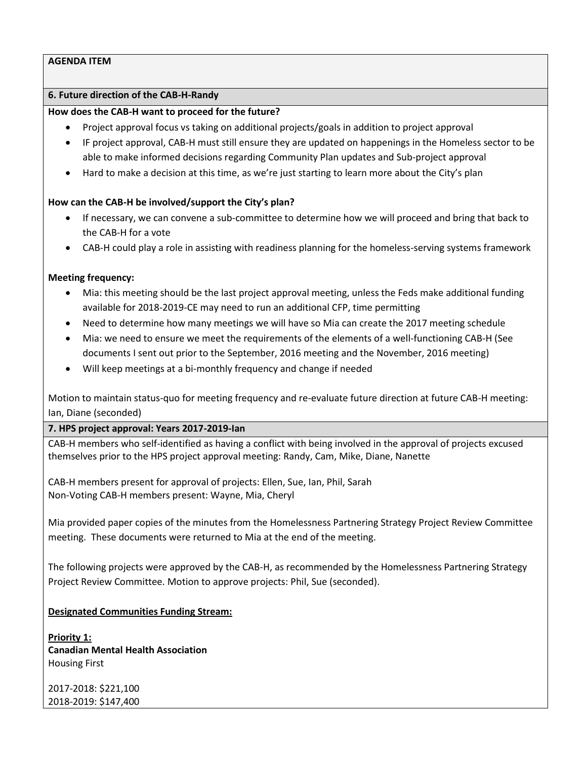**AGENDA ITEM**

**6. Future direction of the CAB-H-Randy**

**How does the CAB-H want to proceed for the future?**

- Project approval focus vs taking on additional projects/goals in addition to project approval
- IF project approval, CAB-H must still ensure they are updated on happenings in the Homeless sector to be able to make informed decisions regarding Community Plan updates and Sub-project approval
- Hard to make a decision at this time, as we're just starting to learn more about the City's plan

**How can the CAB-H be involved/support the City's plan?**

- If necessary, we can convene a sub-committee to determine how we will proceed and bring that back to the CAB-H for a vote
- CAB-H could play a role in assisting with readiness planning for the homeless-serving systems framework

**Meeting frequency:**

- Mia: this meeting should be the last project approval meeting, unless the Feds make additional funding available for 2018-2019-CE may need to run an additional CFP, time permitting
- Need to determine how many meetings we will have so Mia can create the 2017 meeting schedule
- Mia: we need to ensure we meet the requirements of the elements of a well-functioning CAB-H (See documents I sent out prior to the September, 2016 meeting and the November, 2016 meeting)
- Will keep meetings at a bi-monthly frequency and change if needed

Motion to maintain status-quo for meeting frequency and re-evaluate future direction at future CAB-H meeting: Ian, Diane (seconded)

**7. HPS project approval: Years 2017-2019-Ian**

CAB-H members who self-identified as having a conflict with being involved in the approval of projects excused themselves prior to the HPS project approval meeting: Randy, Cam, Mike, Diane, Nanette

CAB-H members present for approval of projects: Ellen, Sue, Ian, Phil, Sarah
Non-Voting CAB-H members present: Wayne, Mia, Cheryl

Mia provided paper copies of the minutes from the Homelessness Partnering Strategy Project Review Committee meeting. These documents were returned to Mia at the end of the meeting.

The following projects were approved by the CAB-H, as recommended by the Homelessness Partnering Strategy Project Review Committee. Motion to approve projects: Phil, Sue (seconded).

**Designated Communities Funding Stream:**

**Priority 1:**
**Canadian Mental Health Association**
Housing First

2017-2018: $221,100
2018-2019: $147,400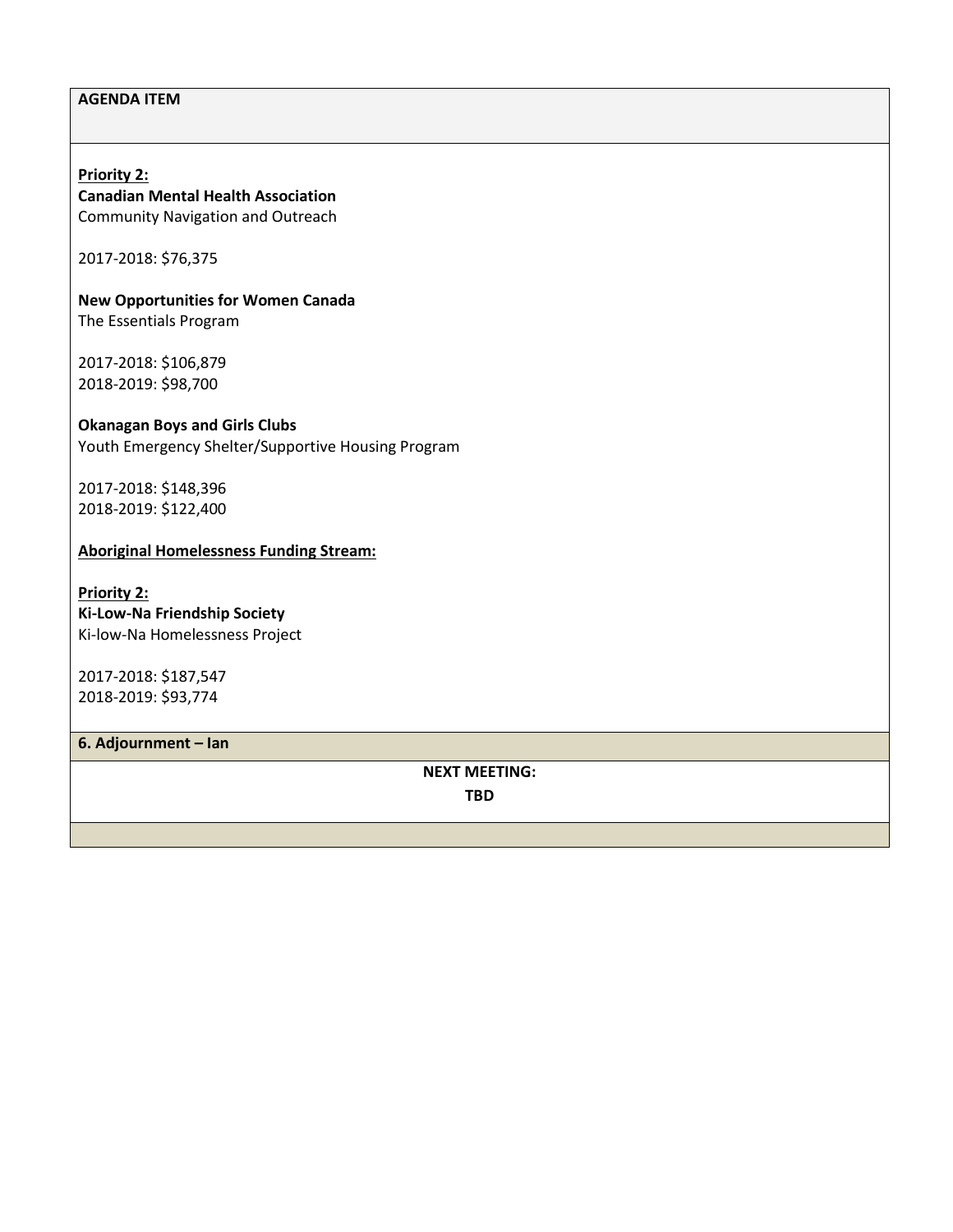**AGENDA ITEM**

**Priority 2:**
**Canadian Mental Health Association**
Community Navigation and Outreach

2017-2018: $76,375

**New Opportunities for Women Canada**
The Essentials Program

2017-2018: $106,879
2018-2019: $98,700

**Okanagan Boys and Girls Clubs**
Youth Emergency Shelter/Supportive Housing Program

2017-2018: $148,396
2018-2019: $122,400

**Aboriginal Homelessness Funding Stream:**

**Priority 2:**
**Ki-Low-Na Friendship Society**
Ki-low-Na Homelessness Project

2017-2018: $187,547
2018-2019: $93,774

**6. Adjournment – Ian**

**NEXT MEETING:**
**TBD**